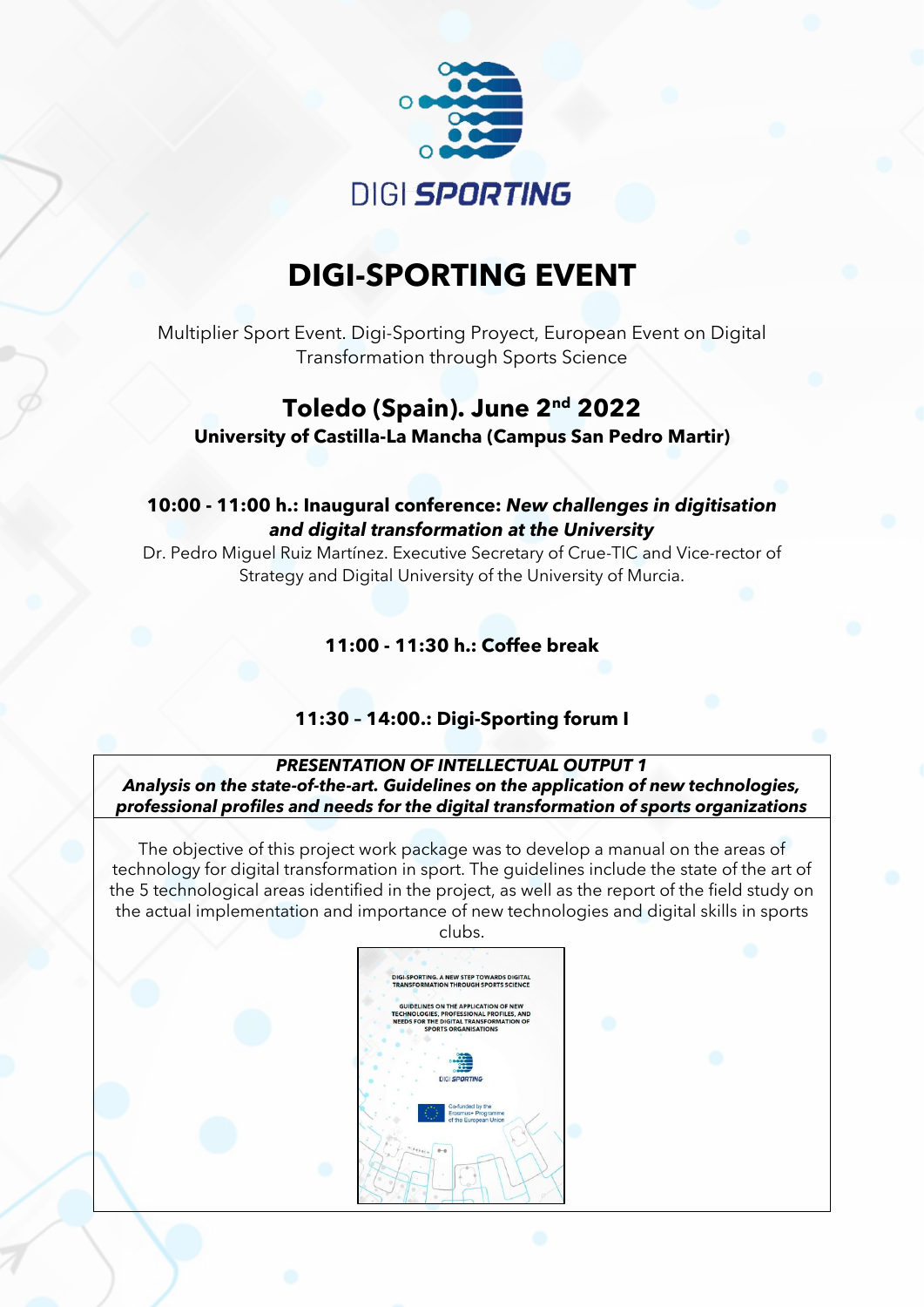DIGI SPORTING

# DIGI-SPORTING EVENT

Multiplier Sport Event. Digi-Sporting Proyect, European Event on Digital Transformation through Sports Science

## Toledo (Spain). June 2nd 2022

**University of Castilla-La Mancha (Campus San Pedro Martir)**

**10:00 - 11:00 h.: Inaugural conference: *New challenges in digitisation and digital transformation at the University***

Dr. Pedro Miguel Ruiz Martínez. Executive Secretary of Crue-TIC and Vice-rector of Strategy and Digital University of the University of Murcia.

**11:00 - 11:30 h.: Coffee break**

**11:30 – 14:00.: Digi-Sporting forum I**

***PRESENTATION OF INTELLECTUAL OUTPUT 1***

***Analysis on the state-of-the-art. Guidelines on the application of new technologies, professional profiles and needs for the digital transformation of sports organizations***

The objective of this project work package was to develop a manual on the areas of technology for digital transformation in sport. The guidelines include the state of the art of the 5 technological areas identified in the project, as well as the report of the field study on the actual implementation and importance of new technologies and digital skills in sports clubs.

DIGI-SPORTING. A NEW STEP TOWARDS DIGITAL TRANSFORMATION THROUGH SPORTS SCIENCE

GUIDELINES ON THE APPLICATION OF NEW TECHNOLOGIES, PROFESSIONAL PROFILES, AND NEEDS FOR THE DIGITAL TRANSFORMATION OF SPORTS ORGANISATIONS

DIGI SPORTING

Co-funded by the Erasmus+ Programme of the European Union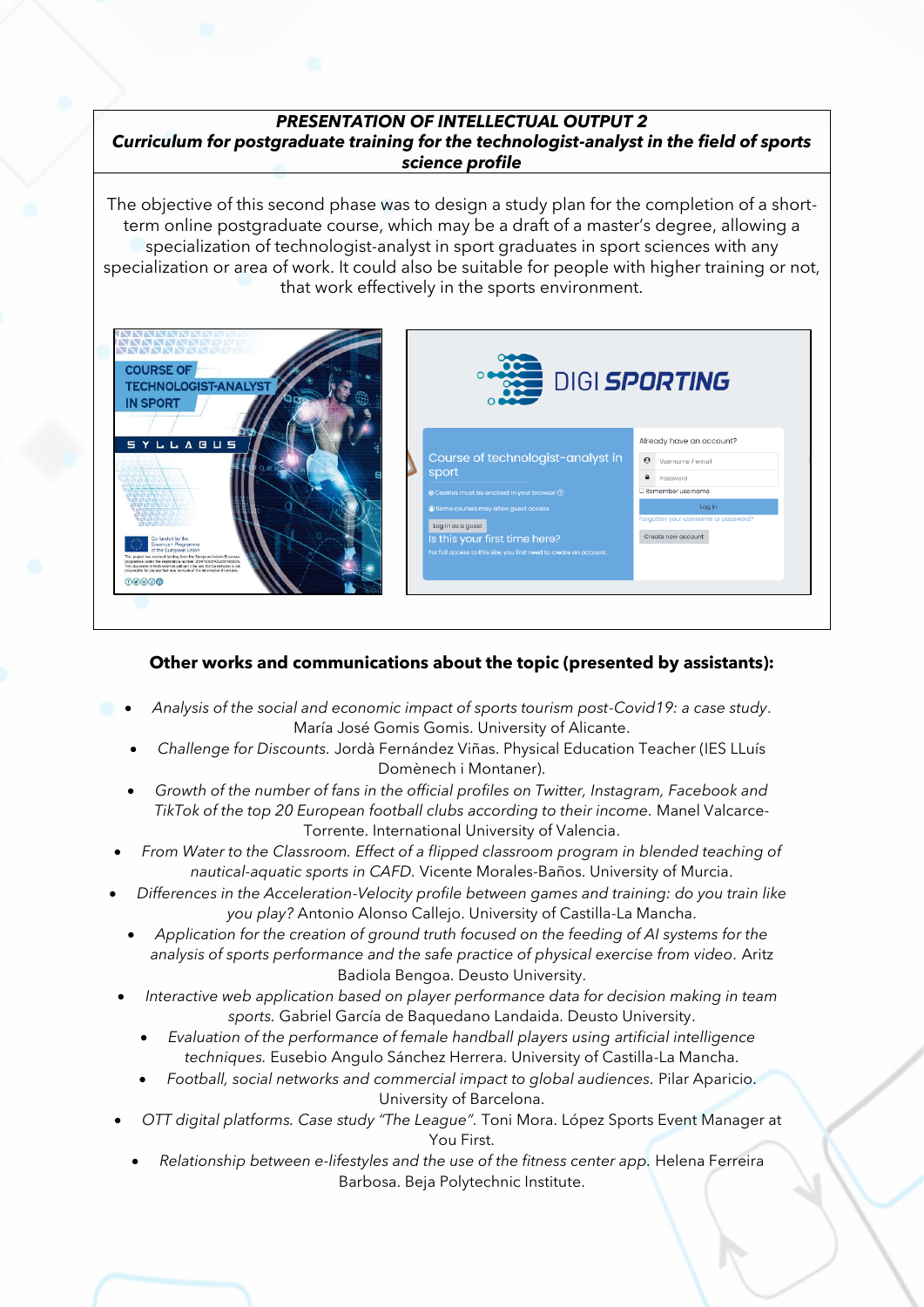***PRESENTATION OF INTELLECTUAL OUTPUT 2***

***Curriculum for postgraduate training for the technologist-analyst in the field of sports science profile***

The objective of this second phase was to design a study plan for the completion of a short-term online postgraduate course, which may be a draft of a master's degree, allowing a specialization of technologist-analyst in sport graduates in sport sciences with any specialization or area of work. It could also be suitable for people with higher training or not, that work effectively in the sports environment.

### Other works and communications about the topic (presented by assistants):

- *Analysis of the social and economic impact of sports tourism post-Covid19: a case study*. María José Gomis Gomis. University of Alicante.
- *Challenge for Discounts.* Jordà Fernández Viñas. Physical Education Teacher (IES LLuís Domènech i Montaner).
- *Growth of the number of fans in the official profiles on Twitter, Instagram, Facebook and TikTok of the top 20 European football clubs according to their income.* Manel Valcarce-Torrente. International University of Valencia.
- *From Water to the Classroom. Effect of a flipped classroom program in blended teaching of nautical-aquatic sports in CAFD.* Vicente Morales-Baños. University of Murcia.
- *Differences in the Acceleration-Velocity profile between games and training: do you train like you play?* Antonio Alonso Callejo. University of Castilla-La Mancha.
- *Application for the creation of ground truth focused on the feeding of AI systems for the analysis of sports performance and the safe practice of physical exercise from video.* Aritz Badiola Bengoa. Deusto University.
- *Interactive web application based on player performance data for decision making in team sports.* Gabriel García de Baquedano Landaida. Deusto University.
- *Evaluation of the performance of female handball players using artificial intelligence techniques.* Eusebio Angulo Sánchez Herrera. University of Castilla-La Mancha.
- *Football, social networks and commercial impact to global audiences.* Pilar Aparicio. University of Barcelona.
- *OTT digital platforms. Case study "The League".* Toni Mora. López Sports Event Manager at You First.
- *Relationship between e-lifestyles and the use of the fitness center app.* Helena Ferreira Barbosa. Beja Polytechnic Institute.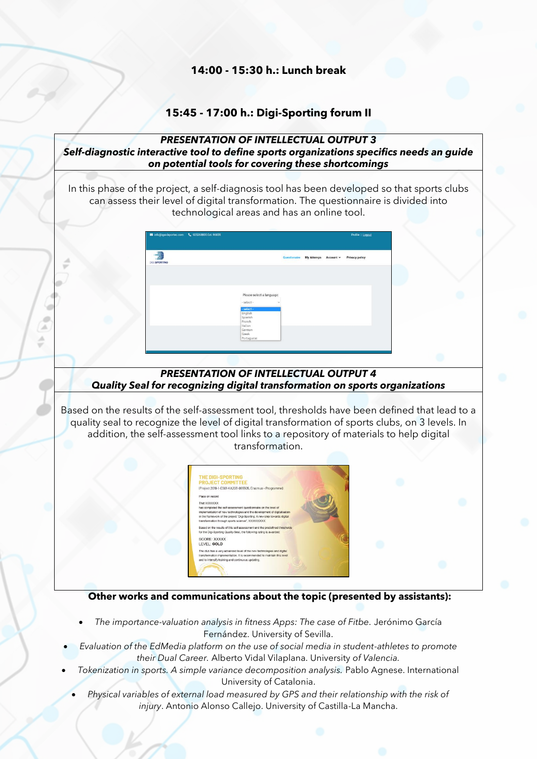**14:00 - 15:30 h.: Lunch break**

**15:45 - 17:00 h.: Digi-Sporting forum II**

***PRESENTATION OF INTELLECTUAL OUTPUT 3***
***Self-diagnostic interactive tool to define sports organizations specifics needs an guide on potential tools for covering these shortcomings***

In this phase of the project, a self-diagnosis tool has been developed so that sports clubs can assess their level of digital transformation. The questionnaire is divided into technological areas and has an online tool.

***PRESENTATION OF INTELLECTUAL OUTPUT 4***
***Quality Seal for recognizing digital transformation on sports organizations***

Based on the results of the self-assessment tool, thresholds have been defined that lead to a quality seal to recognize the level of digital transformation of sports clubs, on 3 levels. In addition, the self-assessment tool links to a repository of materials to help digital transformation.

**Other works and communications about the topic (presented by assistants):**

- *The importance-valuation analysis in fitness Apps: The case of Fitbe.* Jerónimo García Fernández. University of Sevilla.
- *Evaluation of the EdMedia platform on the use of social media in student-athletes to promote their Dual Career.* Alberto Vidal Vilaplana. University of *Valencia.*
- *Tokenization in sports. A simple variance decomposition analysis.* Pablo Agnese. International University of Catalonia.
- *Physical variables of external load measured by GPS and their relationship with the risk of injury*. Antonio Alonso Callejo. University of Castilla-La Mancha.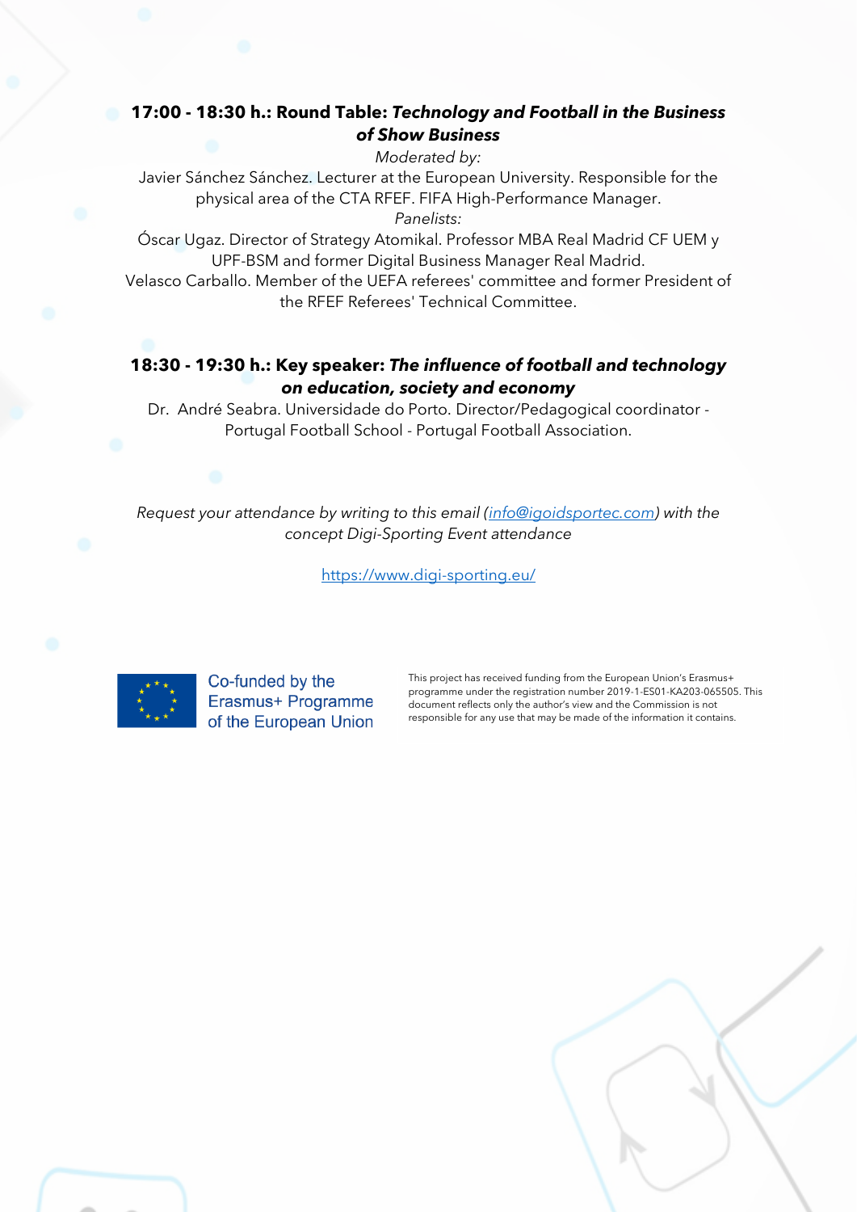**17:00 - 18:30 h.: Round Table: *Technology and Football in the Business of Show Business***

*Moderated by:*

Javier Sánchez Sánchez. Lecturer at the European University. Responsible for the physical area of the CTA RFEF. FIFA High-Performance Manager.

*Panelists:*

Óscar Ugaz. Director of Strategy Atomikal. Professor MBA Real Madrid CF UEM y UPF-BSM and former Digital Business Manager Real Madrid.

Velasco Carballo. Member of the UEFA referees' committee and former President of the RFEF Referees' Technical Committee.

**18:30 - 19:30 h.: Key speaker: *The influence of football and technology on education, society and economy***

Dr. André Seabra. Universidade do Porto. Director/Pedagogical coordinator - Portugal Football School - Portugal Football Association.

*Request your attendance by writing to this email ([info@igoidsportec.com](mailto:info@igoidsportec.com)) with the concept Digi-Sporting Event attendance*

[https://www.digi-sporting.eu/](https://www.digi-sporting.eu/)

Co-funded by the Erasmus+ Programme of the European Union

This project has received funding from the European Union's Erasmus+ programme under the registration number 2019-1-ES01-KA203-065505. This document reflects only the author's view and the Commission is not responsible for any use that may be made of the information it contains.